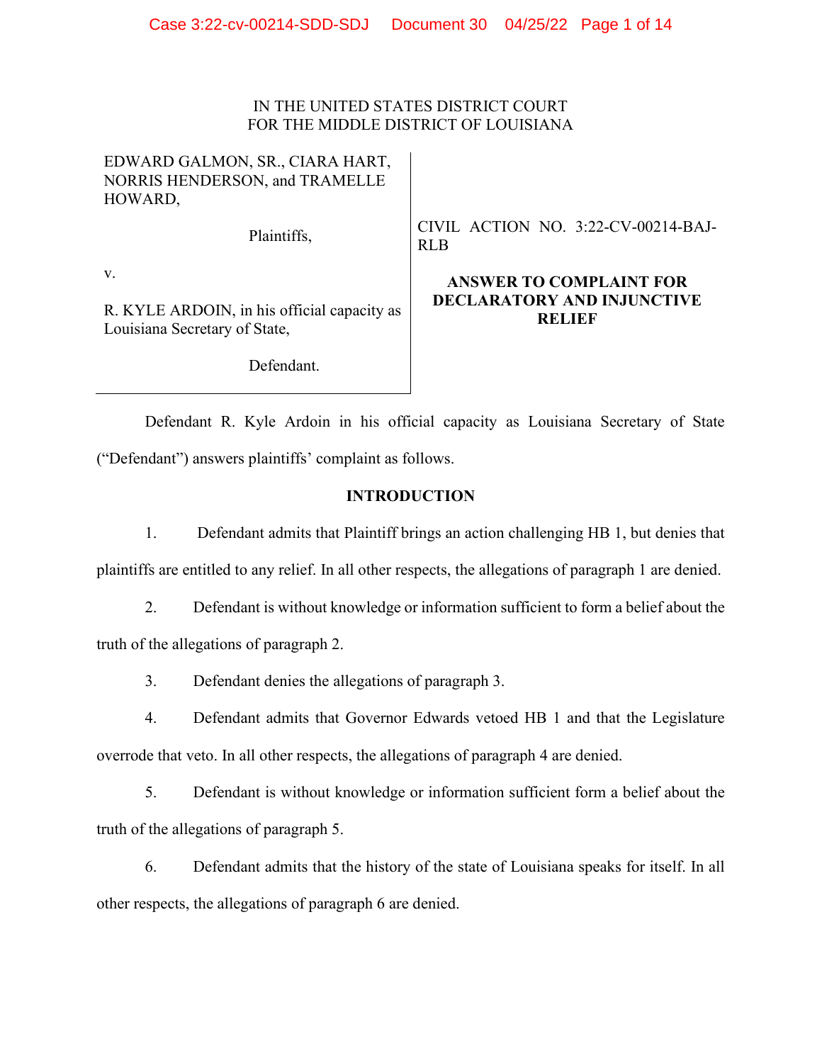IN THE UNITED STATES DISTRICT COURT
FOR THE MIDDLE DISTRICT OF LOUISIANA

| | |
|---|---|
| EDWARD GALMON, SR., CIARA HART, NORRIS HENDERSON, and TRAMELLE HOWARD,<br><br>Plaintiffs,<br><br>v.<br><br>R. KYLE ARDOIN, in his official capacity as Louisiana Secretary of State,<br><br>Defendant. | CIVIL ACTION NO. 3:22-CV-00214-BAJ-RLB<br><br>**ANSWER TO COMPLAINT FOR DECLARATORY AND INJUNCTIVE RELIEF** |

Defendant R. Kyle Ardoin in his official capacity as Louisiana Secretary of State ("Defendant") answers plaintiffs' complaint as follows.

## INTRODUCTION

1. Defendant admits that Plaintiff brings an action challenging HB 1, but denies that plaintiffs are entitled to any relief. In all other respects, the allegations of paragraph 1 are denied.

2. Defendant is without knowledge or information sufficient to form a belief about the truth of the allegations of paragraph 2.

3. Defendant denies the allegations of paragraph 3.

4. Defendant admits that Governor Edwards vetoed HB 1 and that the Legislature overrode that veto. In all other respects, the allegations of paragraph 4 are denied.

5. Defendant is without knowledge or information sufficient form a belief about the truth of the allegations of paragraph 5.

6. Defendant admits that the history of the state of Louisiana speaks for itself. In all other respects, the allegations of paragraph 6 are denied.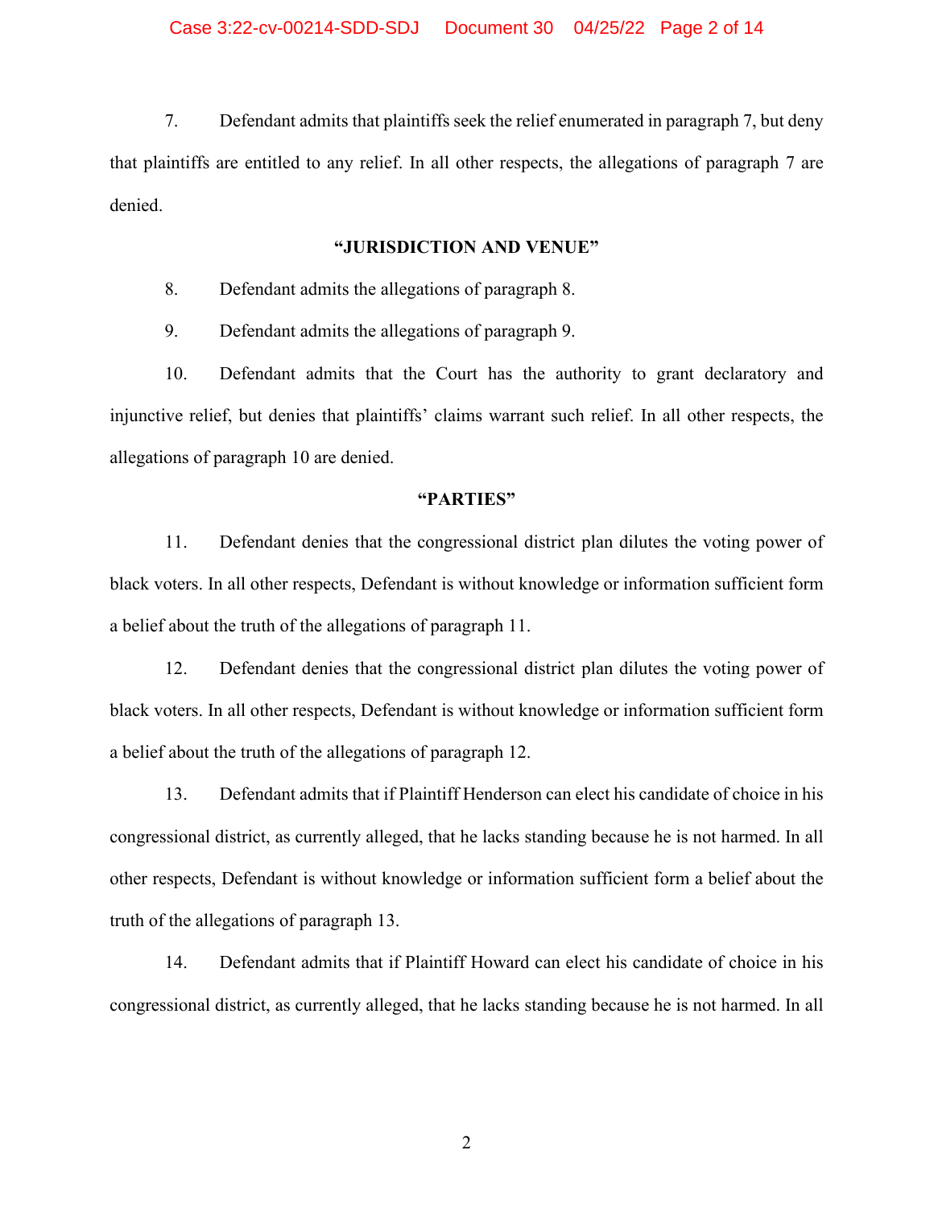7. Defendant admits that plaintiffs seek the relief enumerated in paragraph 7, but deny that plaintiffs are entitled to any relief. In all other respects, the allegations of paragraph 7 are denied.

**"JURISDICTION AND VENUE"**

8. Defendant admits the allegations of paragraph 8.

9. Defendant admits the allegations of paragraph 9.

10. Defendant admits that the Court has the authority to grant declaratory and injunctive relief, but denies that plaintiffs' claims warrant such relief. In all other respects, the allegations of paragraph 10 are denied.

**"PARTIES"**

11. Defendant denies that the congressional district plan dilutes the voting power of black voters. In all other respects, Defendant is without knowledge or information sufficient form a belief about the truth of the allegations of paragraph 11.

12. Defendant denies that the congressional district plan dilutes the voting power of black voters. In all other respects, Defendant is without knowledge or information sufficient form a belief about the truth of the allegations of paragraph 12.

13. Defendant admits that if Plaintiff Henderson can elect his candidate of choice in his congressional district, as currently alleged, that he lacks standing because he is not harmed. In all other respects, Defendant is without knowledge or information sufficient form a belief about the truth of the allegations of paragraph 13.

14. Defendant admits that if Plaintiff Howard can elect his candidate of choice in his congressional district, as currently alleged, that he lacks standing because he is not harmed. In all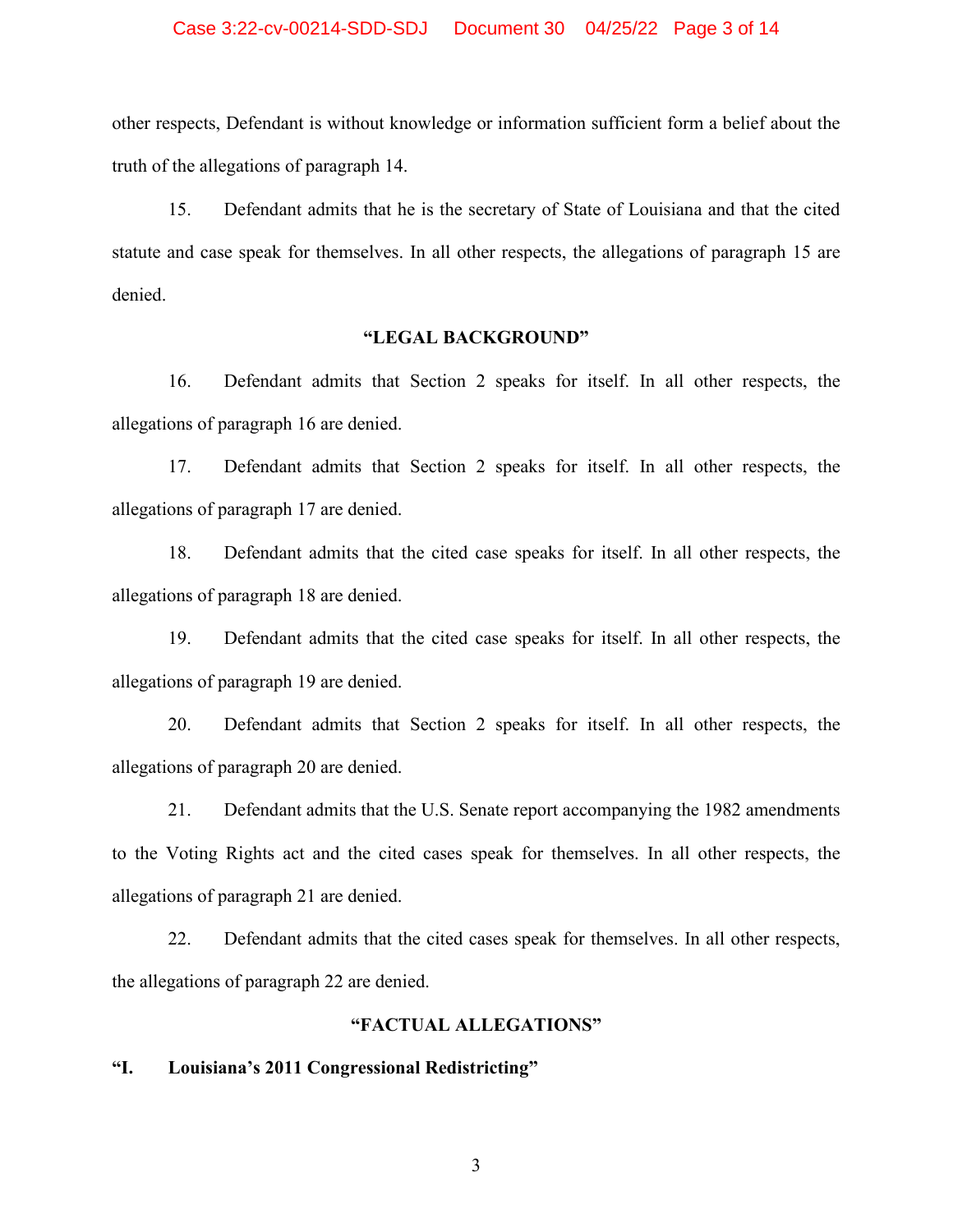other respects, Defendant is without knowledge or information sufficient form a belief about the truth of the allegations of paragraph 14.

15. Defendant admits that he is the secretary of State of Louisiana and that the cited statute and case speak for themselves. In all other respects, the allegations of paragraph 15 are denied.

## "LEGAL BACKGROUND"

16. Defendant admits that Section 2 speaks for itself. In all other respects, the allegations of paragraph 16 are denied.

17. Defendant admits that Section 2 speaks for itself. In all other respects, the allegations of paragraph 17 are denied.

18. Defendant admits that the cited case speaks for itself. In all other respects, the allegations of paragraph 18 are denied.

19. Defendant admits that the cited case speaks for itself. In all other respects, the allegations of paragraph 19 are denied.

20. Defendant admits that Section 2 speaks for itself. In all other respects, the allegations of paragraph 20 are denied.

21. Defendant admits that the U.S. Senate report accompanying the 1982 amendments to the Voting Rights act and the cited cases speak for themselves. In all other respects, the allegations of paragraph 21 are denied.

22. Defendant admits that the cited cases speak for themselves. In all other respects, the allegations of paragraph 22 are denied.

## "FACTUAL ALLEGATIONS"

### "I. Louisiana's 2011 Congressional Redistricting"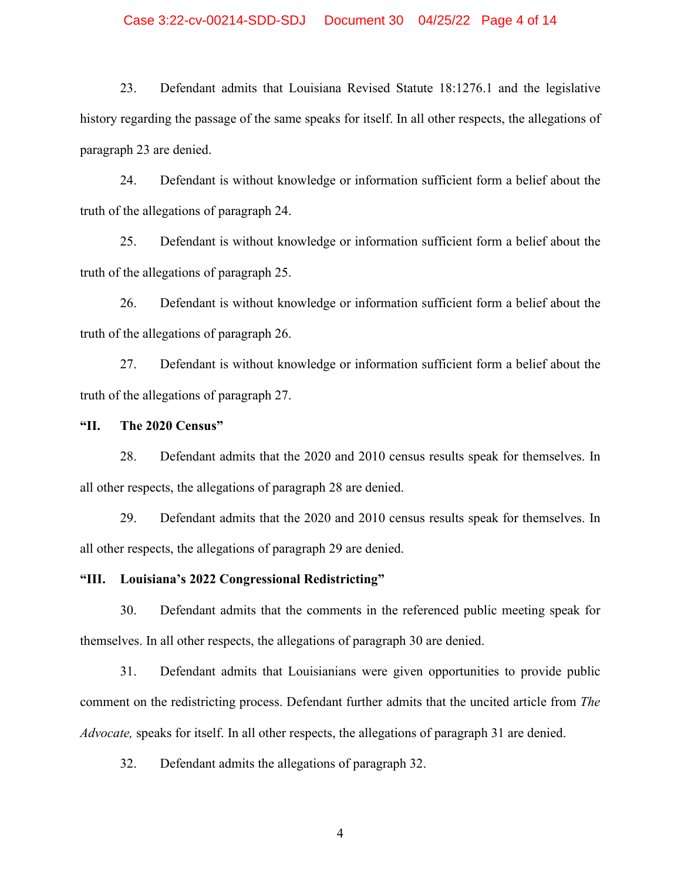23. Defendant admits that Louisiana Revised Statute 18:1276.1 and the legislative history regarding the passage of the same speaks for itself. In all other respects, the allegations of paragraph 23 are denied.

24. Defendant is without knowledge or information sufficient form a belief about the truth of the allegations of paragraph 24.

25. Defendant is without knowledge or information sufficient form a belief about the truth of the allegations of paragraph 25.

26. Defendant is without knowledge or information sufficient form a belief about the truth of the allegations of paragraph 26.

27. Defendant is without knowledge or information sufficient form a belief about the truth of the allegations of paragraph 27.

**"II. The 2020 Census"**

28. Defendant admits that the 2020 and 2010 census results speak for themselves. In all other respects, the allegations of paragraph 28 are denied.

29. Defendant admits that the 2020 and 2010 census results speak for themselves. In all other respects, the allegations of paragraph 29 are denied.

**"III. Louisiana's 2022 Congressional Redistricting"**

30. Defendant admits that the comments in the referenced public meeting speak for themselves. In all other respects, the allegations of paragraph 30 are denied.

31. Defendant admits that Louisianians were given opportunities to provide public comment on the redistricting process. Defendant further admits that the uncited article from *The Advocate,* speaks for itself. In all other respects, the allegations of paragraph 31 are denied.

32. Defendant admits the allegations of paragraph 32.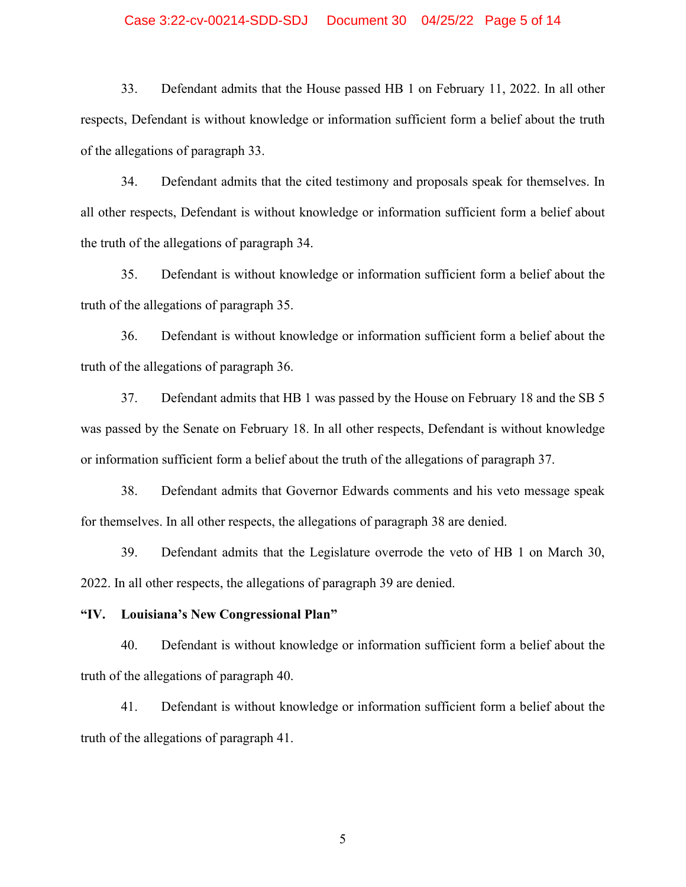33. Defendant admits that the House passed HB 1 on February 11, 2022. In all other respects, Defendant is without knowledge or information sufficient form a belief about the truth of the allegations of paragraph 33.

34. Defendant admits that the cited testimony and proposals speak for themselves. In all other respects, Defendant is without knowledge or information sufficient form a belief about the truth of the allegations of paragraph 34.

35. Defendant is without knowledge or information sufficient form a belief about the truth of the allegations of paragraph 35.

36. Defendant is without knowledge or information sufficient form a belief about the truth of the allegations of paragraph 36.

37. Defendant admits that HB 1 was passed by the House on February 18 and the SB 5 was passed by the Senate on February 18. In all other respects, Defendant is without knowledge or information sufficient form a belief about the truth of the allegations of paragraph 37.

38. Defendant admits that Governor Edwards comments and his veto message speak for themselves. In all other respects, the allegations of paragraph 38 are denied.

39. Defendant admits that the Legislature overrode the veto of HB 1 on March 30, 2022. In all other respects, the allegations of paragraph 39 are denied.

**"IV. Louisiana's New Congressional Plan"**

40. Defendant is without knowledge or information sufficient form a belief about the truth of the allegations of paragraph 40.

41. Defendant is without knowledge or information sufficient form a belief about the truth of the allegations of paragraph 41.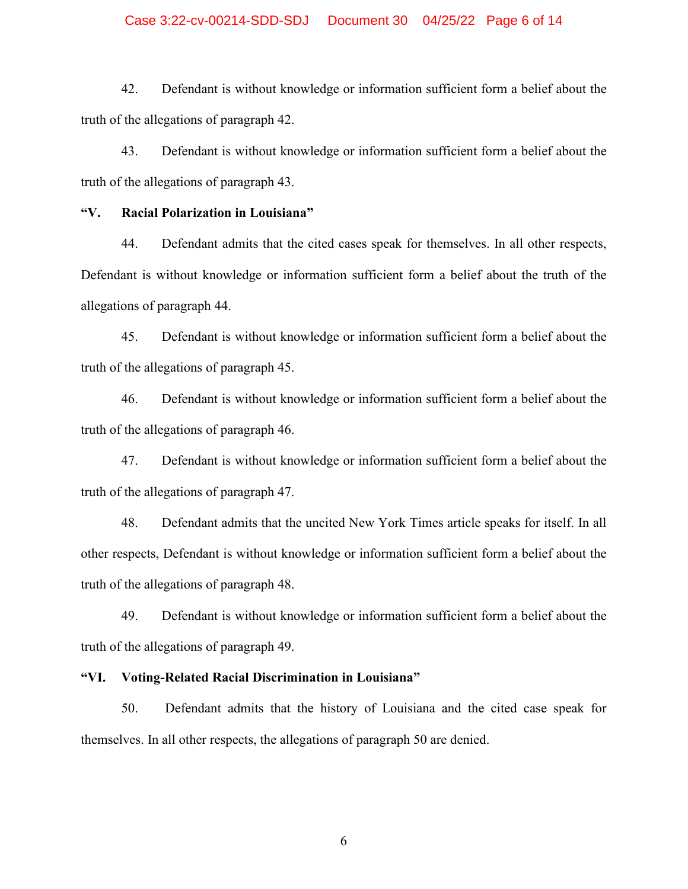42. Defendant is without knowledge or information sufficient form a belief about the truth of the allegations of paragraph 42.

43. Defendant is without knowledge or information sufficient form a belief about the truth of the allegations of paragraph 43.

**"V. Racial Polarization in Louisiana"**

44. Defendant admits that the cited cases speak for themselves. In all other respects, Defendant is without knowledge or information sufficient form a belief about the truth of the allegations of paragraph 44.

45. Defendant is without knowledge or information sufficient form a belief about the truth of the allegations of paragraph 45.

46. Defendant is without knowledge or information sufficient form a belief about the truth of the allegations of paragraph 46.

47. Defendant is without knowledge or information sufficient form a belief about the truth of the allegations of paragraph 47.

48. Defendant admits that the uncited New York Times article speaks for itself. In all other respects, Defendant is without knowledge or information sufficient form a belief about the truth of the allegations of paragraph 48.

49. Defendant is without knowledge or information sufficient form a belief about the truth of the allegations of paragraph 49.

**"VI. Voting-Related Racial Discrimination in Louisiana"**

50. Defendant admits that the history of Louisiana and the cited case speak for themselves. In all other respects, the allegations of paragraph 50 are denied.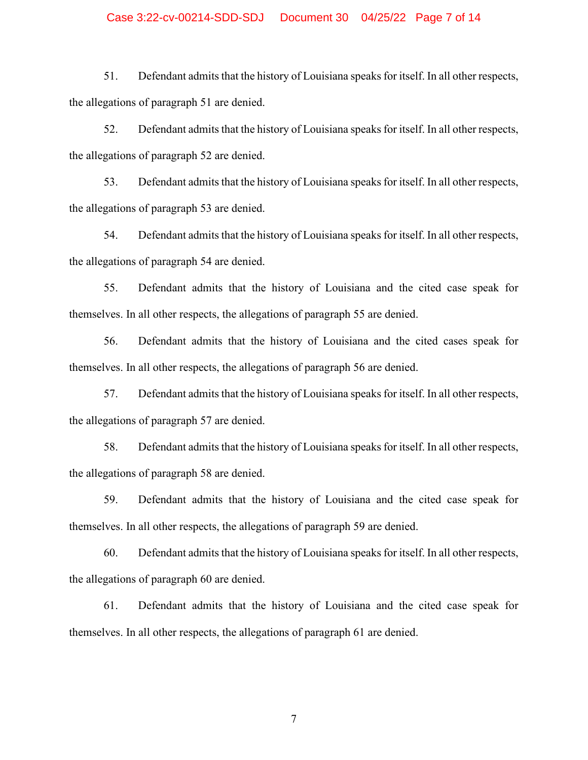51. Defendant admits that the history of Louisiana speaks for itself. In all other respects, the allegations of paragraph 51 are denied.

52. Defendant admits that the history of Louisiana speaks for itself. In all other respects, the allegations of paragraph 52 are denied.

53. Defendant admits that the history of Louisiana speaks for itself. In all other respects, the allegations of paragraph 53 are denied.

54. Defendant admits that the history of Louisiana speaks for itself. In all other respects, the allegations of paragraph 54 are denied.

55. Defendant admits that the history of Louisiana and the cited case speak for themselves. In all other respects, the allegations of paragraph 55 are denied.

56. Defendant admits that the history of Louisiana and the cited cases speak for themselves. In all other respects, the allegations of paragraph 56 are denied.

57. Defendant admits that the history of Louisiana speaks for itself. In all other respects, the allegations of paragraph 57 are denied.

58. Defendant admits that the history of Louisiana speaks for itself. In all other respects, the allegations of paragraph 58 are denied.

59. Defendant admits that the history of Louisiana and the cited case speak for themselves. In all other respects, the allegations of paragraph 59 are denied.

60. Defendant admits that the history of Louisiana speaks for itself. In all other respects, the allegations of paragraph 60 are denied.

61. Defendant admits that the history of Louisiana and the cited case speak for themselves. In all other respects, the allegations of paragraph 61 are denied.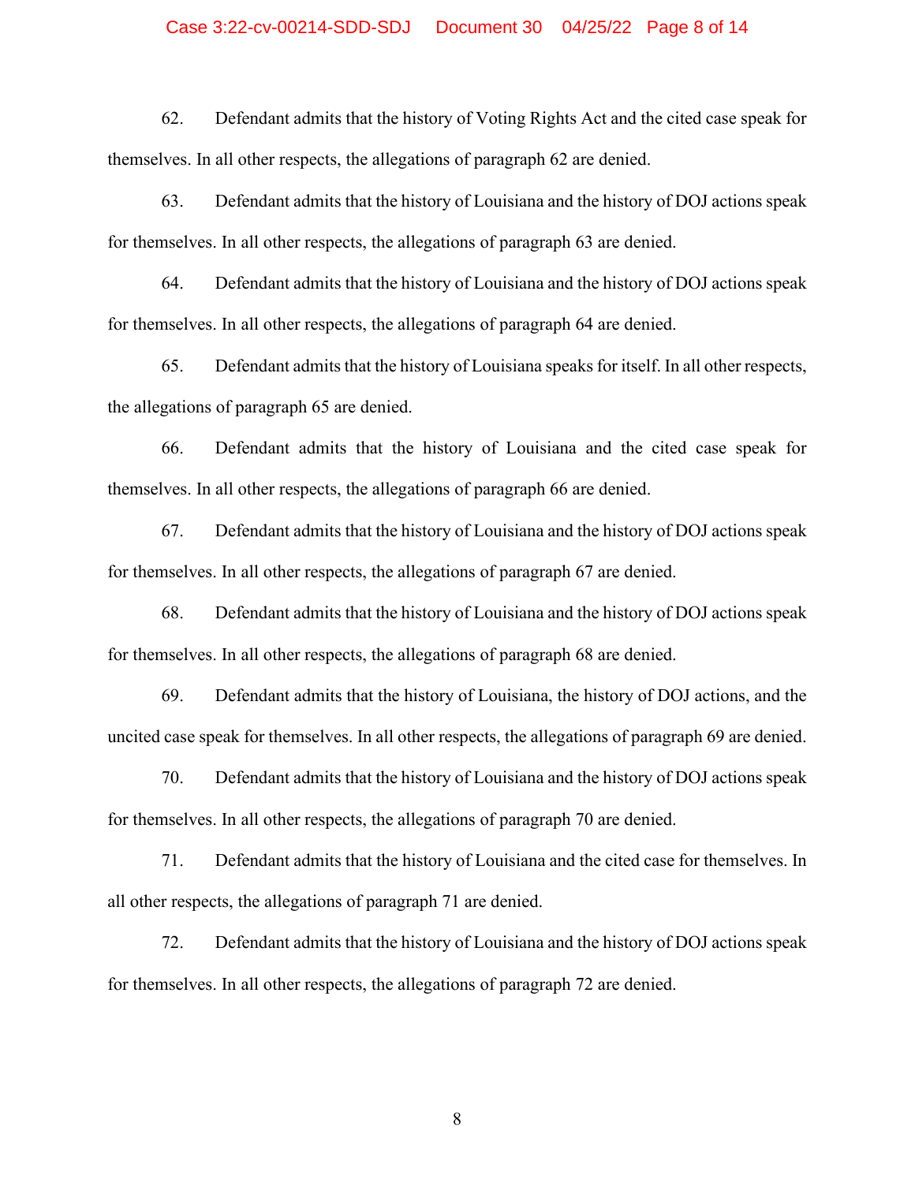62. Defendant admits that the history of Voting Rights Act and the cited case speak for themselves. In all other respects, the allegations of paragraph 62 are denied.

63. Defendant admits that the history of Louisiana and the history of DOJ actions speak for themselves. In all other respects, the allegations of paragraph 63 are denied.

64. Defendant admits that the history of Louisiana and the history of DOJ actions speak for themselves. In all other respects, the allegations of paragraph 64 are denied.

65. Defendant admits that the history of Louisiana speaks for itself. In all other respects, the allegations of paragraph 65 are denied.

66. Defendant admits that the history of Louisiana and the cited case speak for themselves. In all other respects, the allegations of paragraph 66 are denied.

67. Defendant admits that the history of Louisiana and the history of DOJ actions speak for themselves. In all other respects, the allegations of paragraph 67 are denied.

68. Defendant admits that the history of Louisiana and the history of DOJ actions speak for themselves. In all other respects, the allegations of paragraph 68 are denied.

69. Defendant admits that the history of Louisiana, the history of DOJ actions, and the uncited case speak for themselves. In all other respects, the allegations of paragraph 69 are denied.

70. Defendant admits that the history of Louisiana and the history of DOJ actions speak for themselves. In all other respects, the allegations of paragraph 70 are denied.

71. Defendant admits that the history of Louisiana and the cited case for themselves. In all other respects, the allegations of paragraph 71 are denied.

72. Defendant admits that the history of Louisiana and the history of DOJ actions speak for themselves. In all other respects, the allegations of paragraph 72 are denied.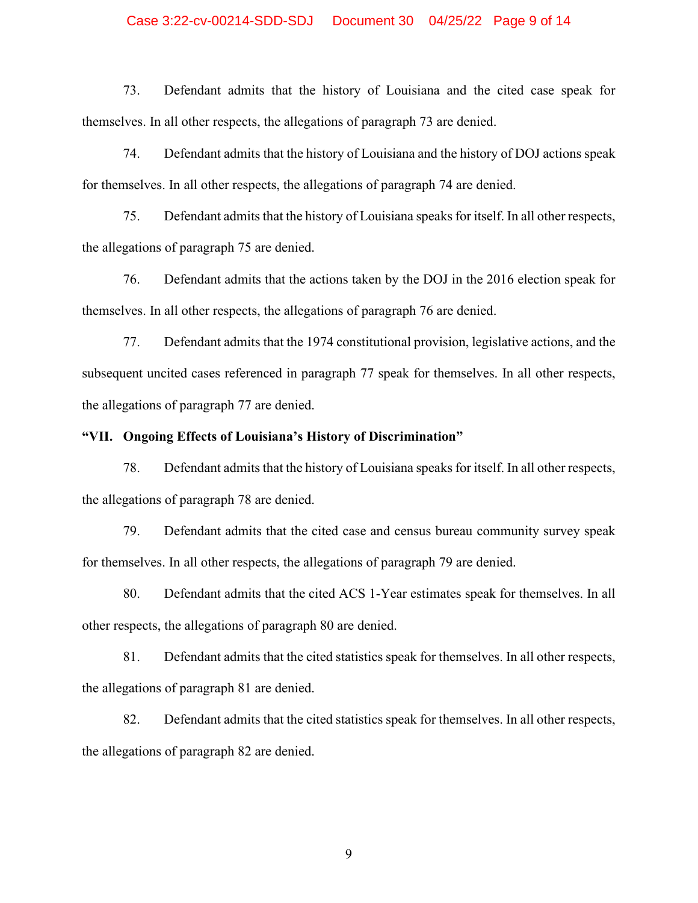73. Defendant admits that the history of Louisiana and the cited case speak for themselves. In all other respects, the allegations of paragraph 73 are denied.

74. Defendant admits that the history of Louisiana and the history of DOJ actions speak for themselves. In all other respects, the allegations of paragraph 74 are denied.

75. Defendant admits that the history of Louisiana speaks for itself. In all other respects, the allegations of paragraph 75 are denied.

76. Defendant admits that the actions taken by the DOJ in the 2016 election speak for themselves. In all other respects, the allegations of paragraph 76 are denied.

77. Defendant admits that the 1974 constitutional provision, legislative actions, and the subsequent uncited cases referenced in paragraph 77 speak for themselves. In all other respects, the allegations of paragraph 77 are denied.

**"VII. Ongoing Effects of Louisiana's History of Discrimination"**

78. Defendant admits that the history of Louisiana speaks for itself. In all other respects, the allegations of paragraph 78 are denied.

79. Defendant admits that the cited case and census bureau community survey speak for themselves. In all other respects, the allegations of paragraph 79 are denied.

80. Defendant admits that the cited ACS 1-Year estimates speak for themselves. In all other respects, the allegations of paragraph 80 are denied.

81. Defendant admits that the cited statistics speak for themselves. In all other respects, the allegations of paragraph 81 are denied.

82. Defendant admits that the cited statistics speak for themselves. In all other respects, the allegations of paragraph 82 are denied.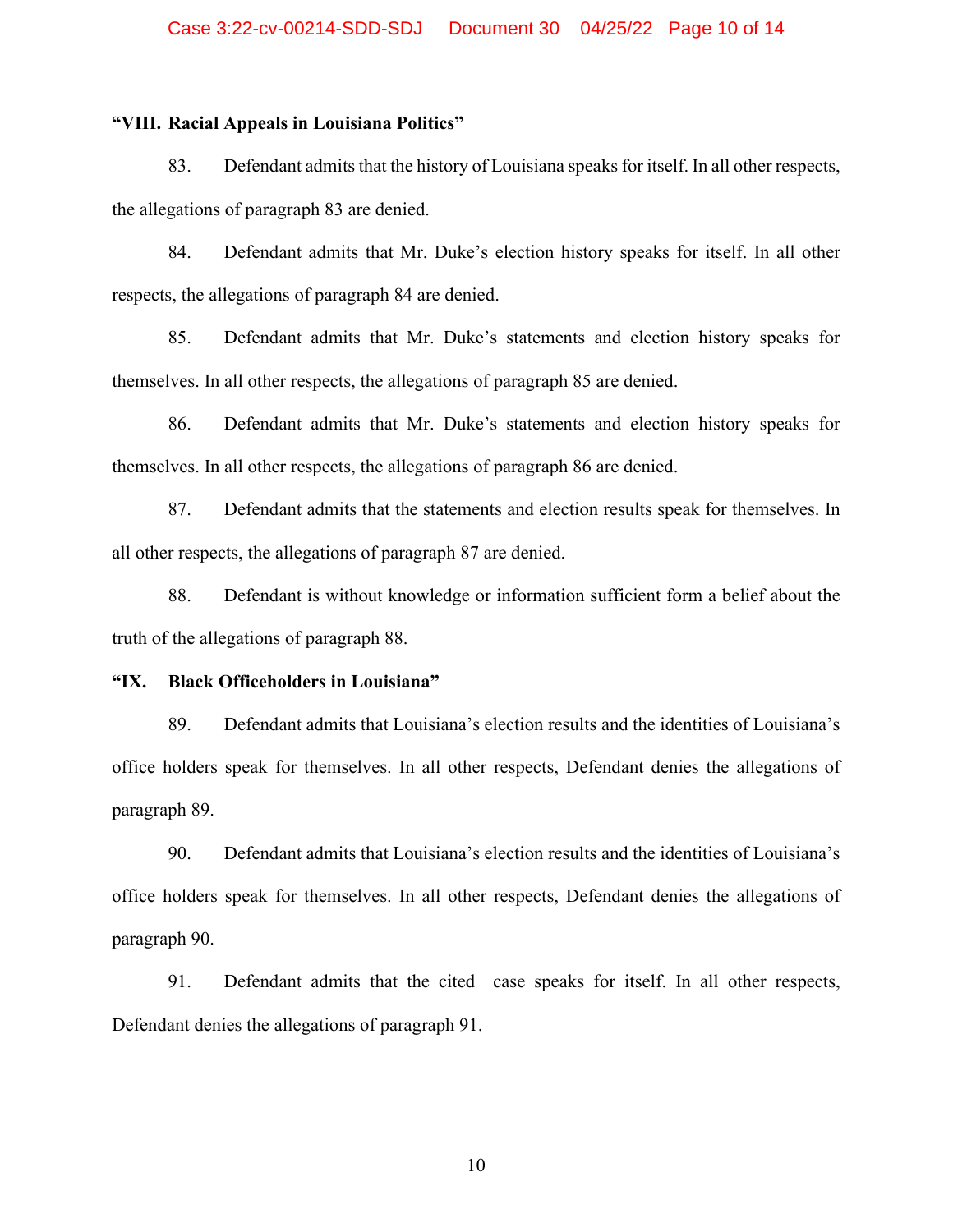**“VIII. Racial Appeals in Louisiana Politics”**

83. Defendant admits that the history of Louisiana speaks for itself. In all other respects, the allegations of paragraph 83 are denied.

84. Defendant admits that Mr. Duke’s election history speaks for itself. In all other respects, the allegations of paragraph 84 are denied.

85. Defendant admits that Mr. Duke’s statements and election history speaks for themselves. In all other respects, the allegations of paragraph 85 are denied.

86. Defendant admits that Mr. Duke’s statements and election history speaks for themselves. In all other respects, the allegations of paragraph 86 are denied.

87. Defendant admits that the statements and election results speak for themselves. In all other respects, the allegations of paragraph 87 are denied.

88. Defendant is without knowledge or information sufficient form a belief about the truth of the allegations of paragraph 88.

**“IX. Black Officeholders in Louisiana”**

89. Defendant admits that Louisiana’s election results and the identities of Louisiana’s office holders speak for themselves. In all other respects, Defendant denies the allegations of paragraph 89.

90. Defendant admits that Louisiana’s election results and the identities of Louisiana’s office holders speak for themselves. In all other respects, Defendant denies the allegations of paragraph 90.

91. Defendant admits that the cited case speaks for itself. In all other respects, Defendant denies the allegations of paragraph 91.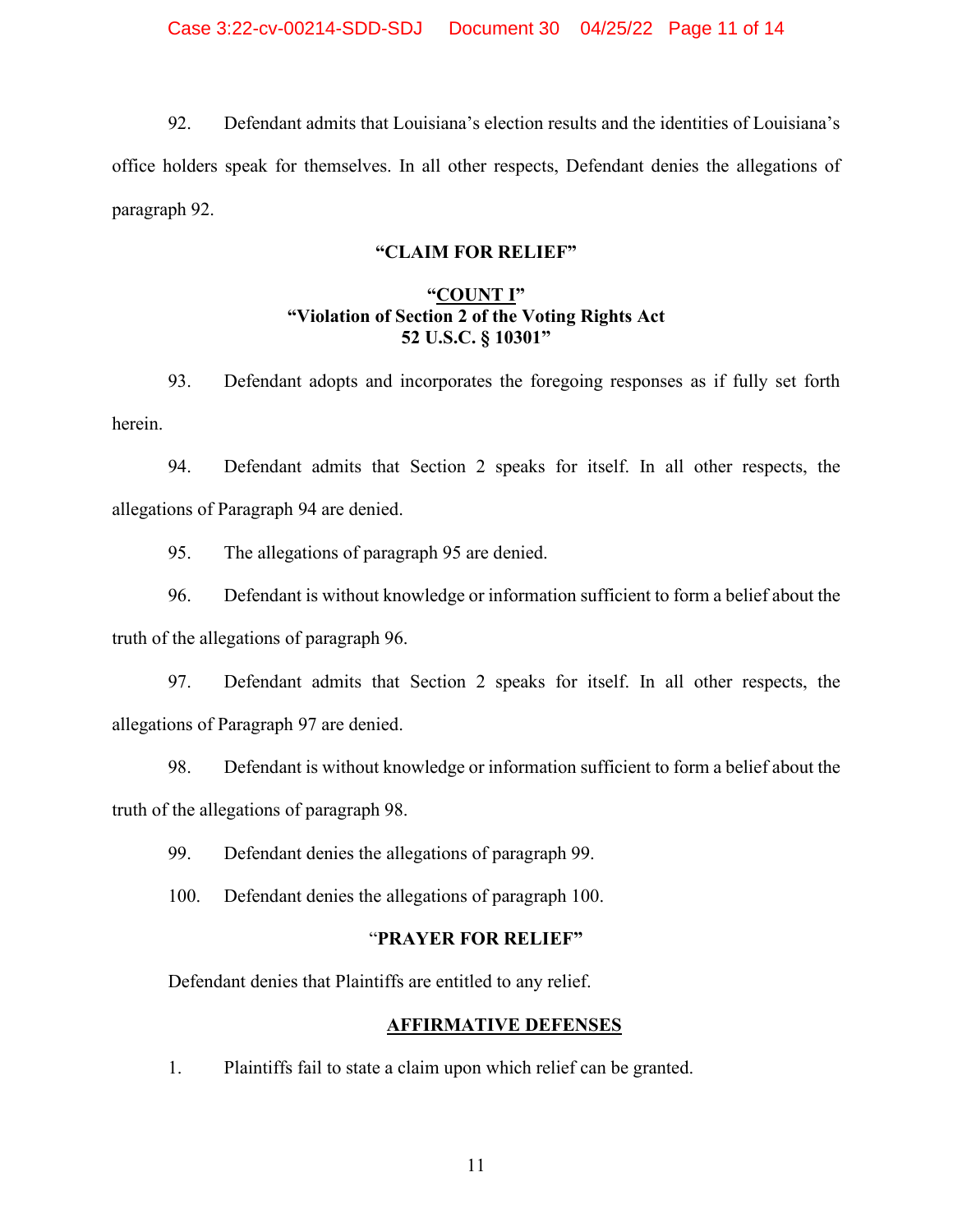92. Defendant admits that Louisiana's election results and the identities of Louisiana's office holders speak for themselves. In all other respects, Defendant denies the allegations of paragraph 92.

## "CLAIM FOR RELIEF"

### "COUNT I"
### "Violation of Section 2 of the Voting Rights Act 52 U.S.C. § 10301"

93. Defendant adopts and incorporates the foregoing responses as if fully set forth herein.

94. Defendant admits that Section 2 speaks for itself. In all other respects, the allegations of Paragraph 94 are denied.

95. The allegations of paragraph 95 are denied.

96. Defendant is without knowledge or information sufficient to form a belief about the truth of the allegations of paragraph 96.

97. Defendant admits that Section 2 speaks for itself. In all other respects, the allegations of Paragraph 97 are denied.

98. Defendant is without knowledge or information sufficient to form a belief about the truth of the allegations of paragraph 98.

99. Defendant denies the allegations of paragraph 99.

100. Defendant denies the allegations of paragraph 100.

## "PRAYER FOR RELIEF"

Defendant denies that Plaintiffs are entitled to any relief.

## AFFIRMATIVE DEFENSES

1. Plaintiffs fail to state a claim upon which relief can be granted.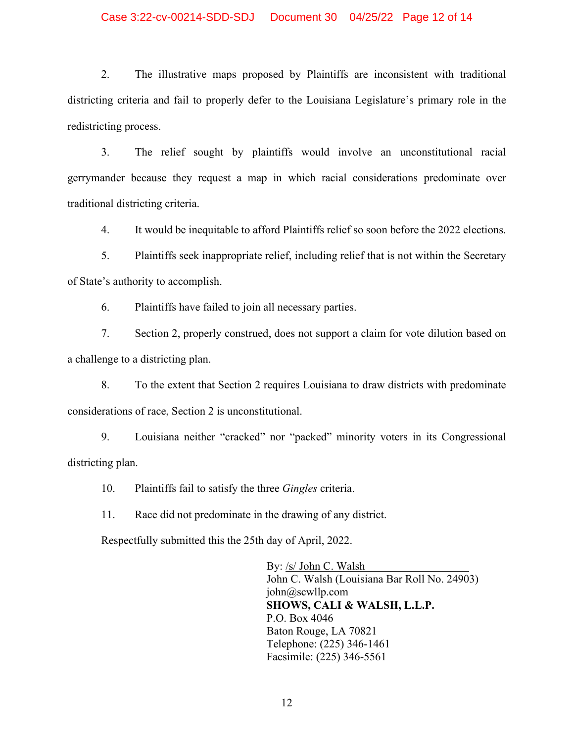2. The illustrative maps proposed by Plaintiffs are inconsistent with traditional districting criteria and fail to properly defer to the Louisiana Legislature's primary role in the redistricting process.

3. The relief sought by plaintiffs would involve an unconstitutional racial gerrymander because they request a map in which racial considerations predominate over traditional districting criteria.

4. It would be inequitable to afford Plaintiffs relief so soon before the 2022 elections.

5. Plaintiffs seek inappropriate relief, including relief that is not within the Secretary of State's authority to accomplish.

6. Plaintiffs have failed to join all necessary parties.

7. Section 2, properly construed, does not support a claim for vote dilution based on a challenge to a districting plan.

8. To the extent that Section 2 requires Louisiana to draw districts with predominate considerations of race, Section 2 is unconstitutional.

9. Louisiana neither "cracked" nor "packed" minority voters in its Congressional districting plan.

10. Plaintiffs fail to satisfy the three *Gingles* criteria.

11. Race did not predominate in the drawing of any district.

Respectfully submitted this the 25th day of April, 2022.

By: /s/ John C. Walsh  
John C. Walsh (Louisiana Bar Roll No. 24903)  
john@scwllp.com  
**SHOWS, CALI & WALSH, L.L.P.**  
P.O. Box 4046  
Baton Rouge, LA 70821  
Telephone: (225) 346-1461  
Facsimile: (225) 346-5561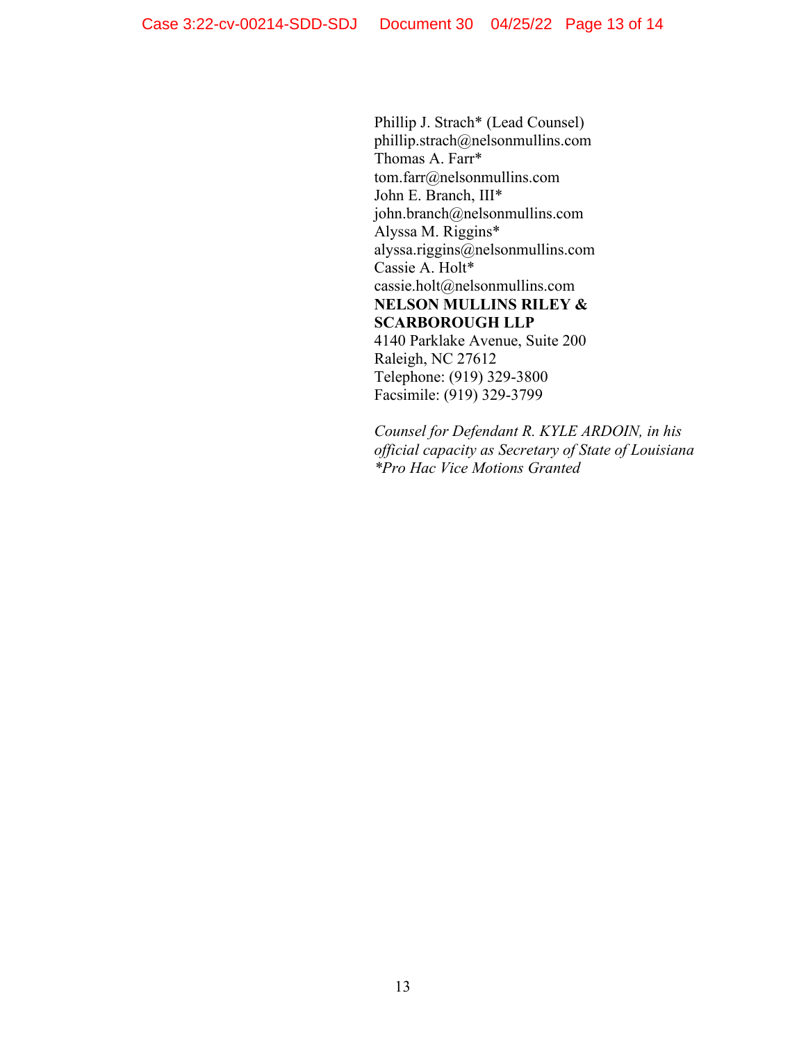Phillip J. Strach* (Lead Counsel)
phillip.strach@nelsonmullins.com
Thomas A. Farr*
tom.farr@nelsonmullins.com
John E. Branch, III*
john.branch@nelsonmullins.com
Alyssa M. Riggins*
alyssa.riggins@nelsonmullins.com
Cassie A. Holt*
cassie.holt@nelsonmullins.com
**NELSON MULLINS RILEY & SCARBOROUGH LLP**
4140 Parklake Avenue, Suite 200
Raleigh, NC 27612
Telephone: (919) 329-3800
Facsimile: (919) 329-3799

*Counsel for Defendant R. KYLE ARDOIN, in his official capacity as Secretary of State of Louisiana*
*\*Pro Hac Vice Motions Granted*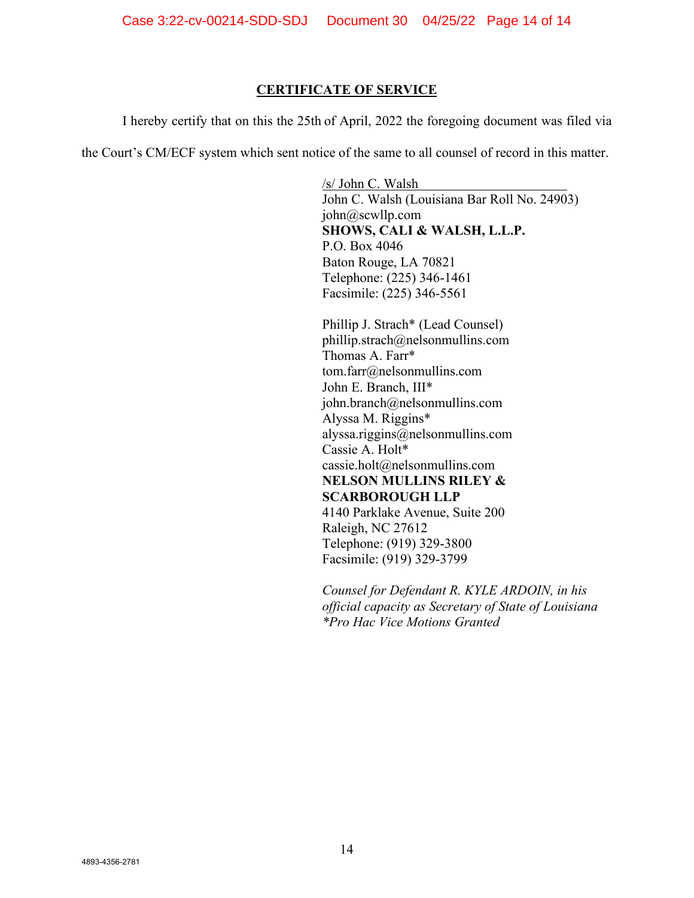**CERTIFICATE OF SERVICE**

I hereby certify that on this the 25th of April, 2022 the foregoing document was filed via the Court's CM/ECF system which sent notice of the same to all counsel of record in this matter.

/s/ John C. Walsh
John C. Walsh (Louisiana Bar Roll No. 24903)
john@scwllp.com
**SHOWS, CALI & WALSH, L.L.P.**
P.O. Box 4046
Baton Rouge, LA 70821
Telephone: (225) 346-1461
Facsimile: (225) 346-5561

Phillip J. Strach* (Lead Counsel)
phillip.strach@nelsonmullins.com
Thomas A. Farr*
tom.farr@nelsonmullins.com
John E. Branch, III*
john.branch@nelsonmullins.com
Alyssa M. Riggins*
alyssa.riggins@nelsonmullins.com
Cassie A. Holt*
cassie.holt@nelsonmullins.com
**NELSON MULLINS RILEY & SCARBOROUGH LLP**
4140 Parklake Avenue, Suite 200
Raleigh, NC 27612
Telephone: (919) 329-3800
Facsimile: (919) 329-3799

*Counsel for Defendant R. KYLE ARDOIN, in his official capacity as Secretary of State of Louisiana*
*\*Pro Hac Vice Motions Granted*

4893-4356-2781